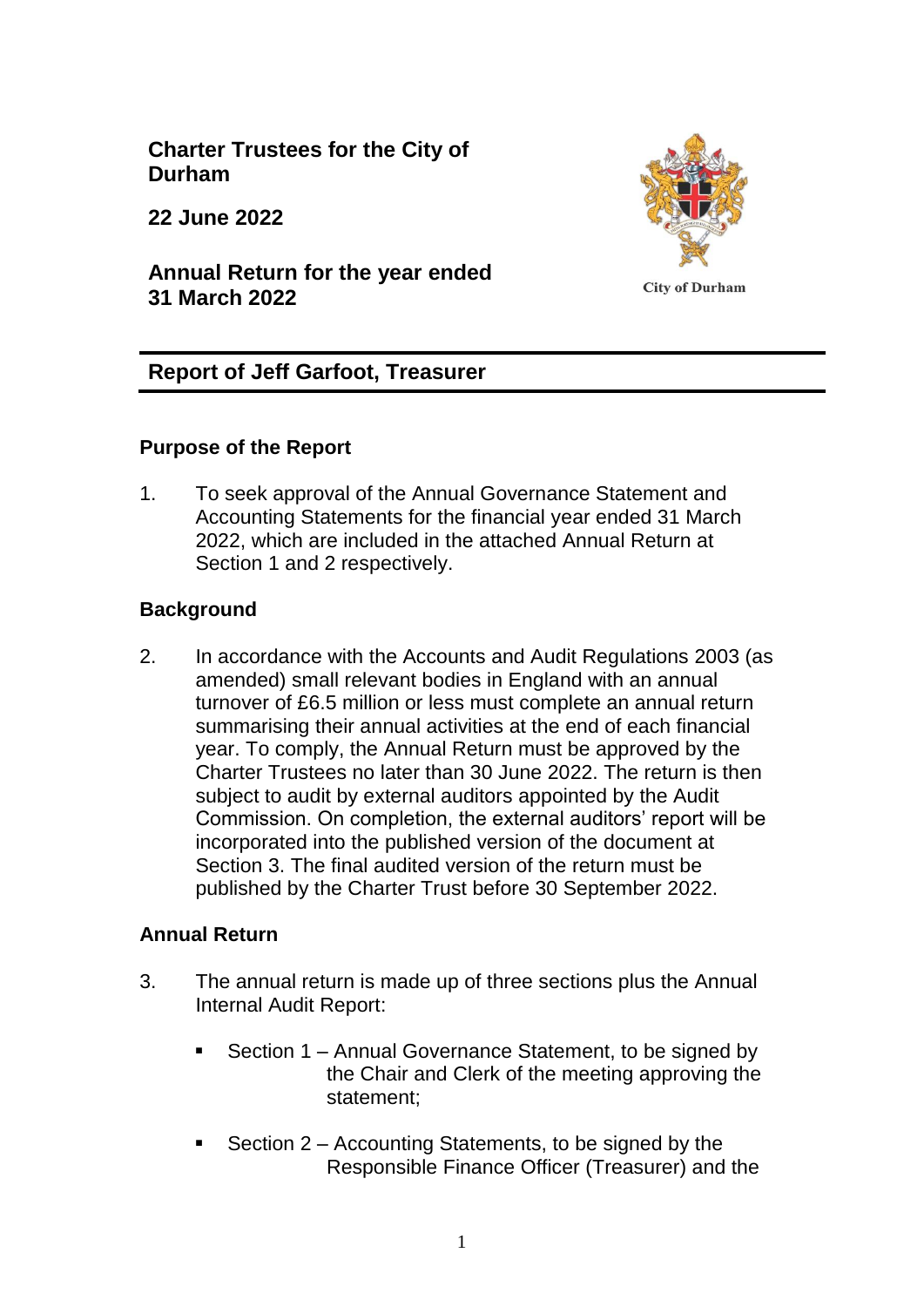**Charter Trustees for the City of Durham**

**22 June 2022**

**Annual Return for the year ended 31 March 2022**

City of Durham

## Report of Jeff Garfoot, Treasurer

### Purpose of the Report

1. To seek approval of the Annual Governance Statement and Accounting Statements for the financial year ended 31 March 2022, which are included in the attached Annual Return at Section 1 and 2 respectively.

### Background

2. In accordance with the Accounts and Audit Regulations 2003 (as amended) small relevant bodies in England with an annual turnover of £6.5 million or less must complete an annual return summarising their annual activities at the end of each financial year. To comply, the Annual Return must be approved by the Charter Trustees no later than 30 June 2022. The return is then subject to audit by external auditors appointed by the Audit Commission. On completion, the external auditors' report will be incorporated into the published version of the document at Section 3. The final audited version of the return must be published by the Charter Trust before 30 September 2022.

### Annual Return

3. The annual return is made up of three sections plus the Annual Internal Audit Report:

   - Section 1 – Annual Governance Statement, to be signed by the Chair and Clerk of the meeting approving the statement;
   - Section 2 – Accounting Statements, to be signed by the Responsible Finance Officer (Treasurer) and the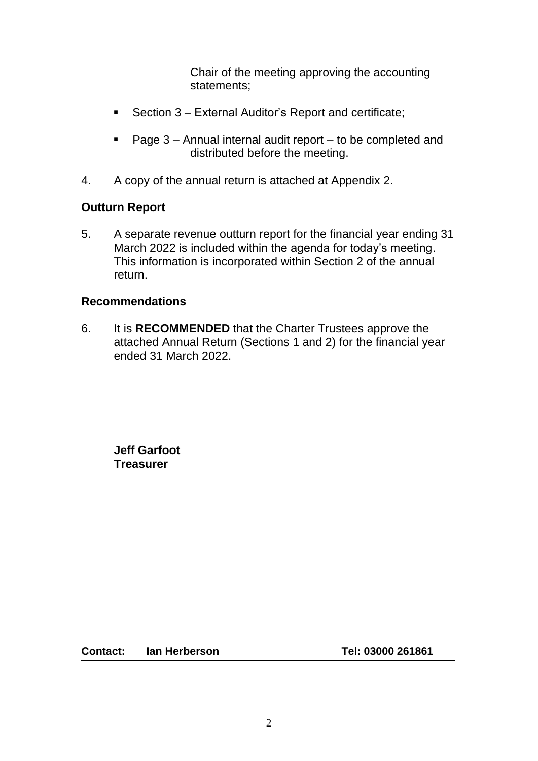Chair of the meeting approving the accounting statements;

- Section 3 – External Auditor's Report and certificate;
- Page 3 – Annual internal audit report – to be completed and distributed before the meeting.

4. A copy of the annual return is attached at Appendix 2.

## Outturn Report

5. A separate revenue outturn report for the financial year ending 31 March 2022 is included within the agenda for today's meeting. This information is incorporated within Section 2 of the annual return.

## Recommendations

6. It is **RECOMMENDED** that the Charter Trustees approve the attached Annual Return (Sections 1 and 2) for the financial year ended 31 March 2022.

**Jeff Garfoot**
**Treasurer**

| **Contact:** | **Ian Herberson** | **Tel: 03000 261861** |
|---|---|---|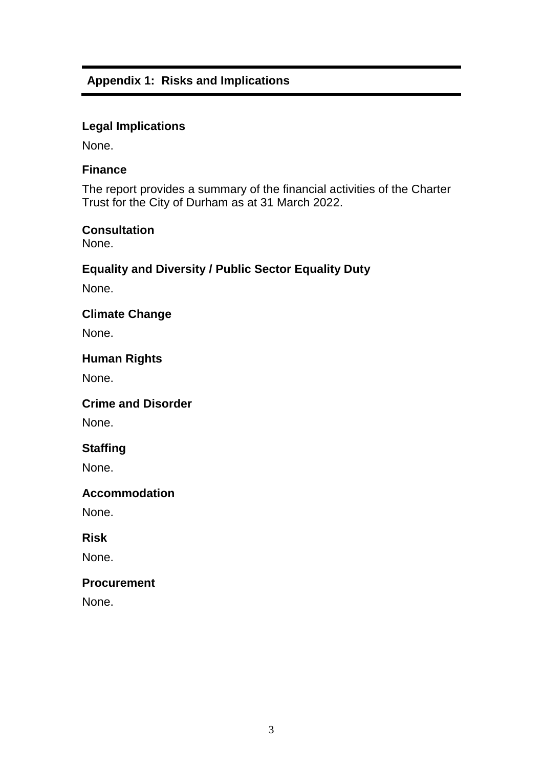## Appendix 1: Risks and Implications

### Legal Implications

None.

### Finance

The report provides a summary of the financial activities of the Charter Trust for the City of Durham as at 31 March 2022.

### Consultation

None.

### Equality and Diversity / Public Sector Equality Duty

None.

### Climate Change

None.

### Human Rights

None.

### Crime and Disorder

None.

### Staffing

None.

### Accommodation

None.

### Risk

None.

### Procurement

None.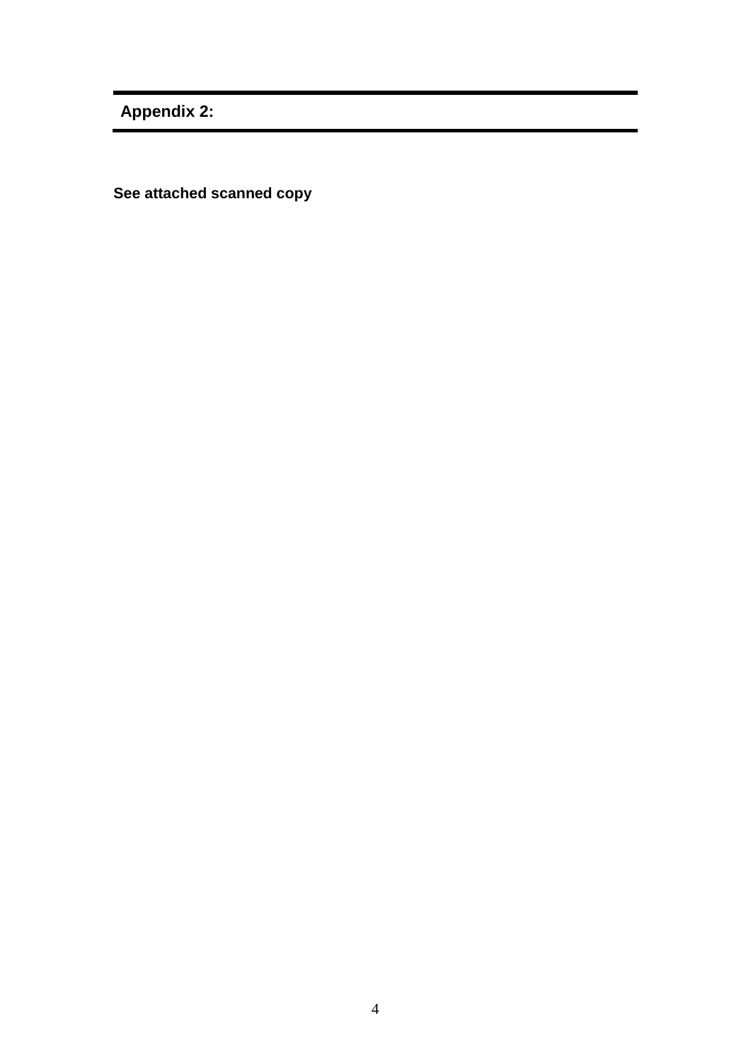## Appendix 2:

**See attached scanned copy**